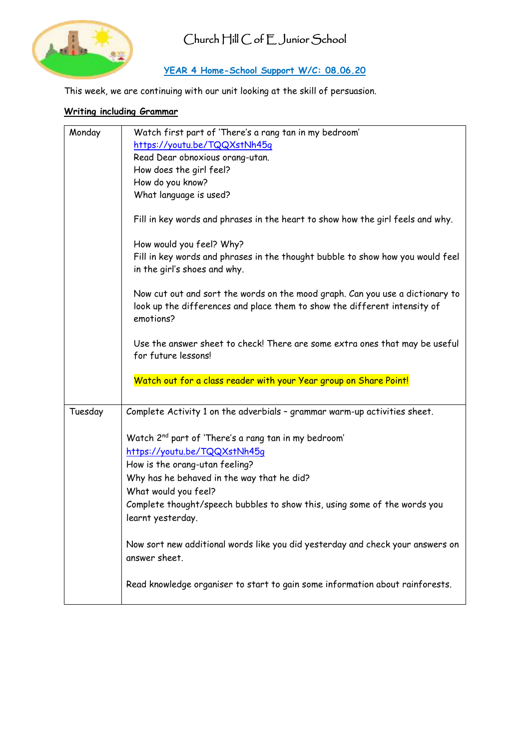# Church Hill C of E Junior School

## YEAR 4 Home-School Support W/C: 08.06.20

This week, we are continuing with our unit looking at the skill of persuasion.

### Writing including Grammar

| | |
|---|---|
| Monday | Watch first part of 'There's a rang tan in my bedroom' https://youtu.be/TQQXstNh45g<br>Read Dear obnoxious orang-utan.<br>How does the girl feel?<br>How do you know?<br>What language is used?<br><br>Fill in key words and phrases in the heart to show how the girl feels and why.<br><br>How would you feel? Why?<br>Fill in key words and phrases in the thought bubble to show how you would feel in the girl's shoes and why.<br><br>Now cut out and sort the words on the mood graph. Can you use a dictionary to look up the differences and place them to show the different intensity of emotions?<br><br>Use the answer sheet to check! There are some extra ones that may be useful for future lessons!<br><br>Watch out for a class reader with your Year group on Share Point! |
| Tuesday | Complete Activity 1 on the adverbials – grammar warm-up activities sheet.<br><br>Watch 2nd part of 'There's a rang tan in my bedroom' https://youtu.be/TQQXstNh45g<br>How is the orang-utan feeling?<br>Why has he behaved in the way that he did?<br>What would you feel?<br>Complete thought/speech bubbles to show this, using some of the words you learnt yesterday.<br><br>Now sort new additional words like you did yesterday and check your answers on answer sheet.<br><br>Read knowledge organiser to start to gain some information about rainforests. |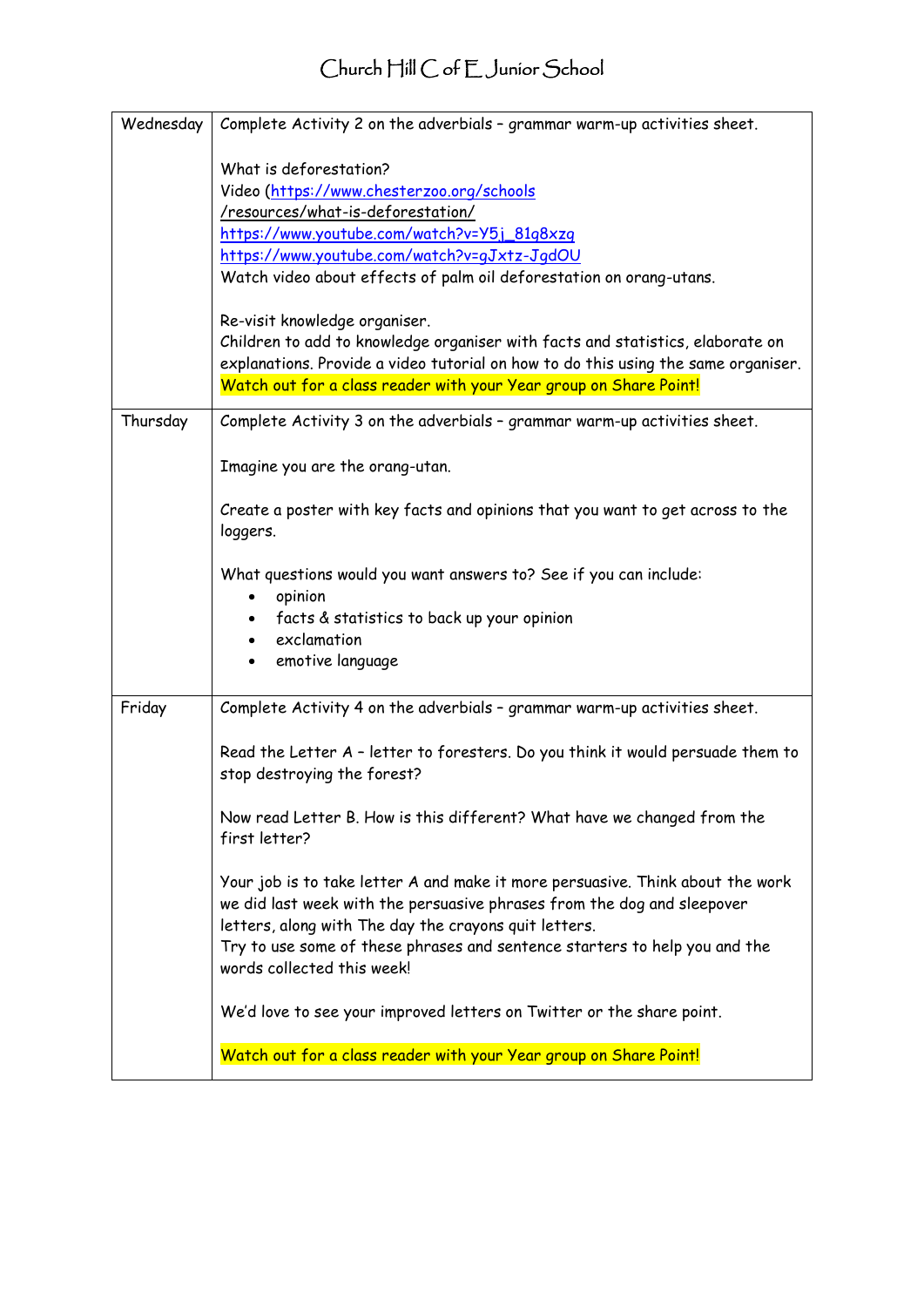| | |
|---|---|
| Wednesday | Complete Activity 2 on the adverbials – grammar warm-up activities sheet.<br><br>What is deforestation?<br>Video (https://www.chesterzoo.org/schools/resources/what-is-deforestation/<br>https://www.youtube.com/watch?v=Y5j_81g8xzg<br>https://www.youtube.com/watch?v=gJxtz-JgdOU<br>Watch video about effects of palm oil deforestation on orang-utans.<br><br>Re-visit knowledge organiser.<br>Children to add to knowledge organiser with facts and statistics, elaborate on explanations. Provide a video tutorial on how to do this using the same organiser.<br>Watch out for a class reader with your Year group on Share Point! |
| Thursday | Complete Activity 3 on the adverbials – grammar warm-up activities sheet.<br><br>Imagine you are the orang-utan.<br><br>Create a poster with key facts and opinions that you want to get across to the loggers.<br><br>What questions would you want answers to? See if you can include:<br>• opinion<br>• facts & statistics to back up your opinion<br>• exclamation<br>• emotive language |
| Friday | Complete Activity 4 on the adverbials – grammar warm-up activities sheet.<br><br>Read the Letter A – letter to foresters. Do you think it would persuade them to stop destroying the forest?<br><br>Now read Letter B. How is this different? What have we changed from the first letter?<br><br>Your job is to take letter A and make it more persuasive. Think about the work we did last week with the persuasive phrases from the dog and sleepover letters, along with The day the crayons quit letters.<br>Try to use some of these phrases and sentence starters to help you and the words collected this week!<br><br>We'd love to see your improved letters on Twitter or the share point.<br><br>Watch out for a class reader with your Year group on Share Point! |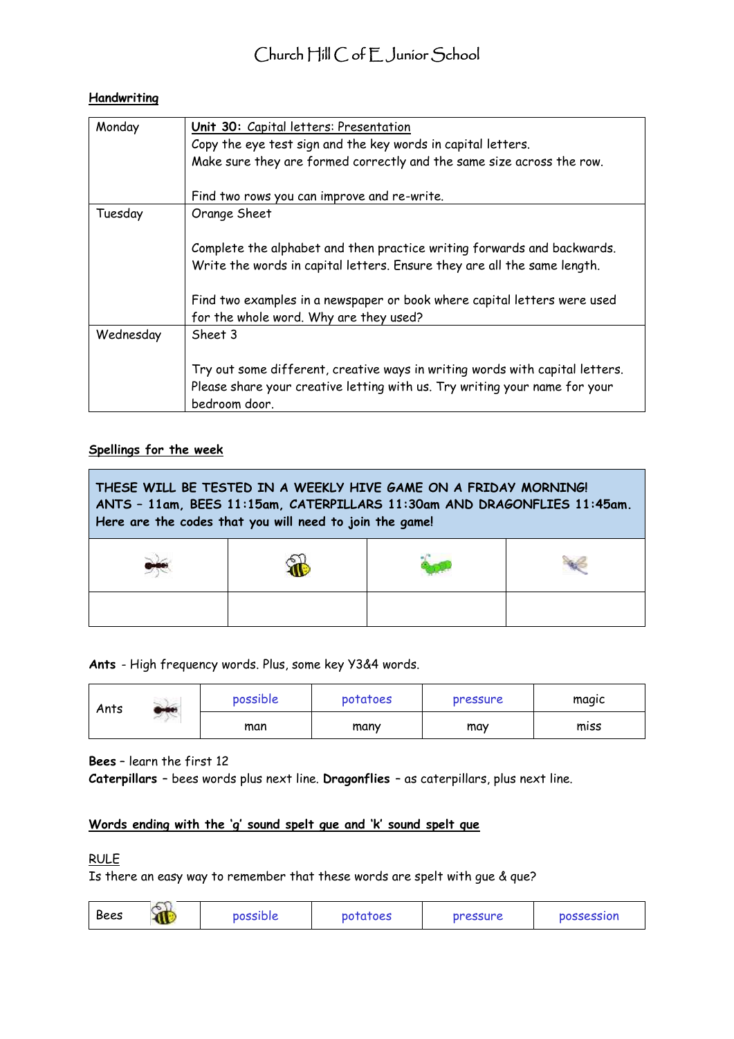# Church Hill C of E Junior School

**Handwriting**

| | |
|---|---|
| Monday | **Unit 30:** Capital letters: Presentation<br>Copy the eye test sign and the key words in capital letters.<br>Make sure they are formed correctly and the same size across the row.<br><br>Find two rows you can improve and re-write. |
| Tuesday | Orange Sheet<br><br>Complete the alphabet and then practice writing forwards and backwards.<br>Write the words in capital letters. Ensure they are all the same length.<br><br>Find two examples in a newspaper or book where capital letters were used for the whole word. Why are they used? |
| Wednesday | Sheet 3<br><br>Try out some different, creative ways in writing words with capital letters.<br>Please share your creative letting with us. Try writing your name for your bedroom door. |

**Spellings for the week**

**THESE WILL BE TESTED IN A WEEKLY HIVE GAME ON A FRIDAY MORNING!**
**ANTS – 11am, BEES 11:15am, CATERPILLARS 11:30am AND DRAGONFLIES 11:45am.**
**Here are the codes that you will need to join the game!**

| Ants | Bees | Caterpillars | Dragonflies |
|---|---|---|---|
| | | | |

**Ants** - High frequency words. Plus, some key Y3&4 words.

| Ants | possible | potatoes | pressure | magic |
|---|---|---|---|---|
| | man | many | may | miss |

**Bees** – learn the first 12

**Caterpillars** – bees words plus next line. **Dragonflies** – as caterpillars, plus next line.

**Words ending with the 'g' sound spelt gue and 'k' sound spelt que**

RULE

Is there an easy way to remember that these words are spelt with gue & que?

| Bees | possible | potatoes | pressure | possession |
|---|---|---|---|---|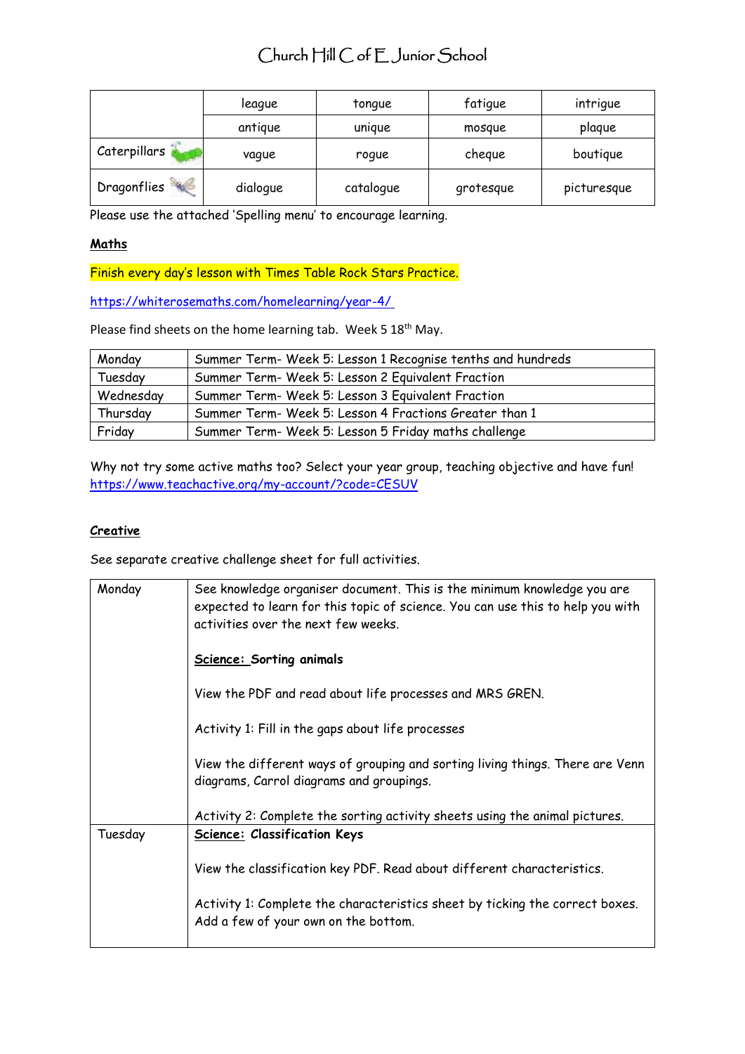Church Hill C of E Junior School

| | league | tongue | fatigue | intrigue |
|---|---|---|---|---|
| | antique | unique | mosque | plaque |
| Caterpillars | vague | rogue | cheque | boutique |
| Dragonflies | dialogue | catalogue | grotesque | picturesque |

Please use the attached 'Spelling menu' to encourage learning.

**Maths**

Finish every day's lesson with Times Table Rock Stars Practice.

https://whiterosemaths.com/homelearning/year-4/

Please find sheets on the home learning tab. Week 5 18th May.

| Monday | Summer Term- Week 5: Lesson 1 Recognise tenths and hundreds |
|---|---|
| Tuesday | Summer Term- Week 5: Lesson 2 Equivalent Fraction |
| Wednesday | Summer Term- Week 5: Lesson 3 Equivalent Fraction |
| Thursday | Summer Term- Week 5: Lesson 4 Fractions Greater than 1 |
| Friday | Summer Term- Week 5: Lesson 5 Friday maths challenge |

Why not try some active maths too? Select your year group, teaching objective and have fun!
https://www.teachactive.org/my-account/?code=CESUV

**Creative**

See separate creative challenge sheet for full activities.

| Day | Activities |
|---|---|
| Monday | See knowledge organiser document. This is the minimum knowledge you are expected to learn for this topic of science. You can use this to help you with activities over the next few weeks.<br><br>**Science: Sorting animals**<br><br>View the PDF and read about life processes and MRS GREN.<br><br>Activity 1: Fill in the gaps about life processes<br><br>View the different ways of grouping and sorting living things. There are Venn diagrams, Carrol diagrams and groupings.<br><br>Activity 2: Complete the sorting activity sheets using the animal pictures. |
| Tuesday | **Science: Classification Keys**<br><br>View the classification key PDF. Read about different characteristics.<br><br>Activity 1: Complete the characteristics sheet by ticking the correct boxes. Add a few of your own on the bottom. |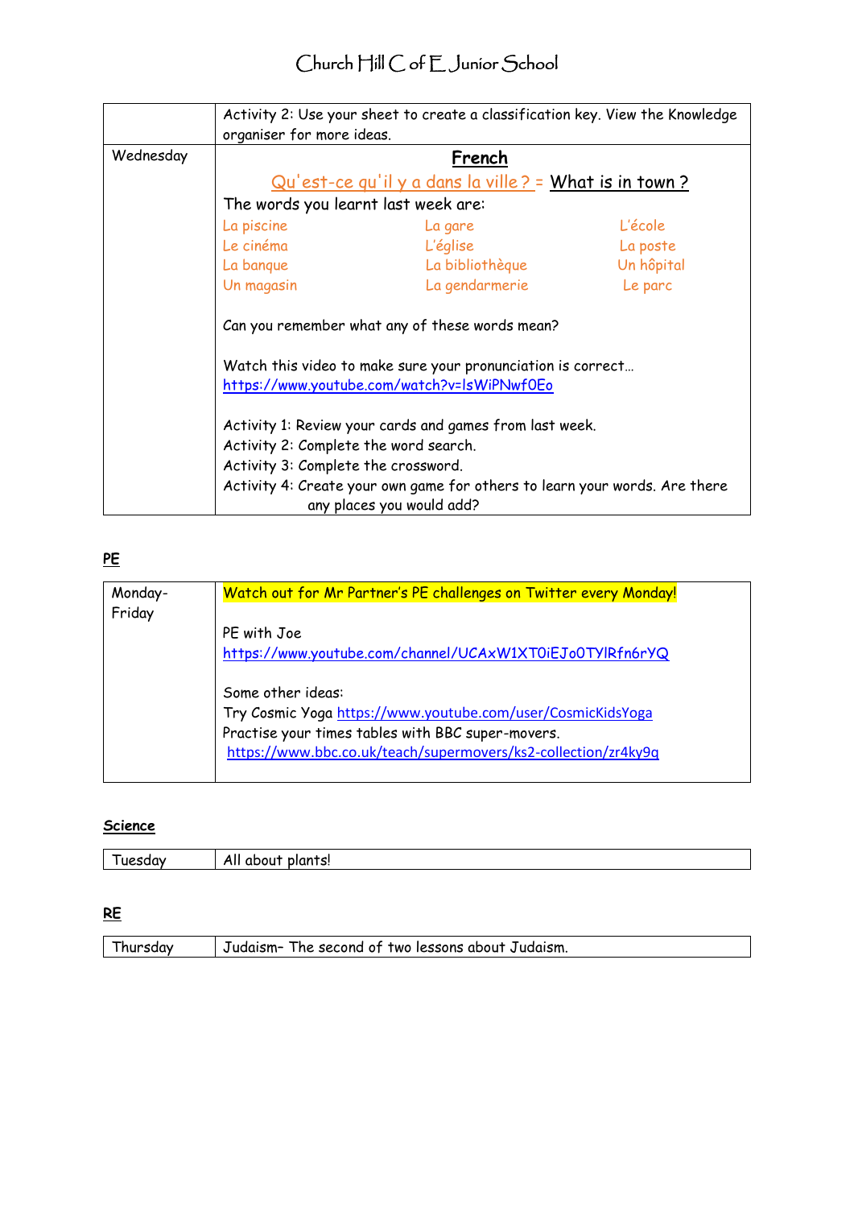| | |
|---|---|
| | Activity 2: Use your sheet to create a classification key. View the Knowledge organiser for more ideas. |
| Wednesday | **French**<br>Qu'est-ce qu'il y a dans la ville ? = What is in town ?<br>The words you learnt last week are:<br>La piscine, La gare, L'école<br>Le cinéma, L'église, La poste<br>La banque, La bibliothèque, Un hôpital<br>Un magasin, La gendarmerie, Le parc<br><br>Can you remember what any of these words mean?<br><br>Watch this video to make sure your pronunciation is correct…<br>https://www.youtube.com/watch?v=lsWiPNwf0Eo<br><br>Activity 1: Review your cards and games from last week.<br>Activity 2: Complete the word search.<br>Activity 3: Complete the crossword.<br>Activity 4: Create your own game for others to learn your words. Are there any places you would add? |

## PE

| | |
|---|---|
| Monday-Friday | Watch out for Mr Partner's PE challenges on Twitter every Monday!<br><br>PE with Joe<br>https://www.youtube.com/channel/UCAxW1XT0iEJo0TYlRfn6rYQ<br><br>Some other ideas:<br>Try Cosmic Yoga https://www.youtube.com/user/CosmicKidsYoga<br>Practise your times tables with BBC super-movers.<br>https://www.bbc.co.uk/teach/supermovers/ks2-collection/zr4ky9q |

## Science

| | |
|---|---|
| Tuesday | All about plants! |

## RE

| | |
|---|---|
| Thursday | Judaism- The second of two lessons about Judaism. |